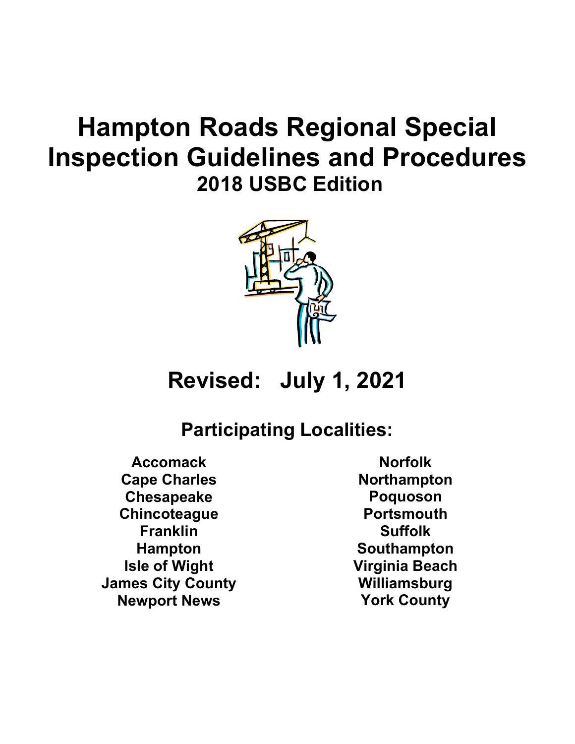# Hampton Roads Regional Special Inspection Guidelines and Procedures

## 2018 USBC Edition

## Revised: July 1, 2021

## Participating Localities:

- Accomack
- Cape Charles
- Chesapeake
- Chincoteague
- Franklin
- Hampton
- Isle of Wight
- James City County
- Newport News
- Norfolk
- Northampton
- Poquoson
- Portsmouth
- Suffolk
- Southampton
- Virginia Beach
- Williamsburg
- York County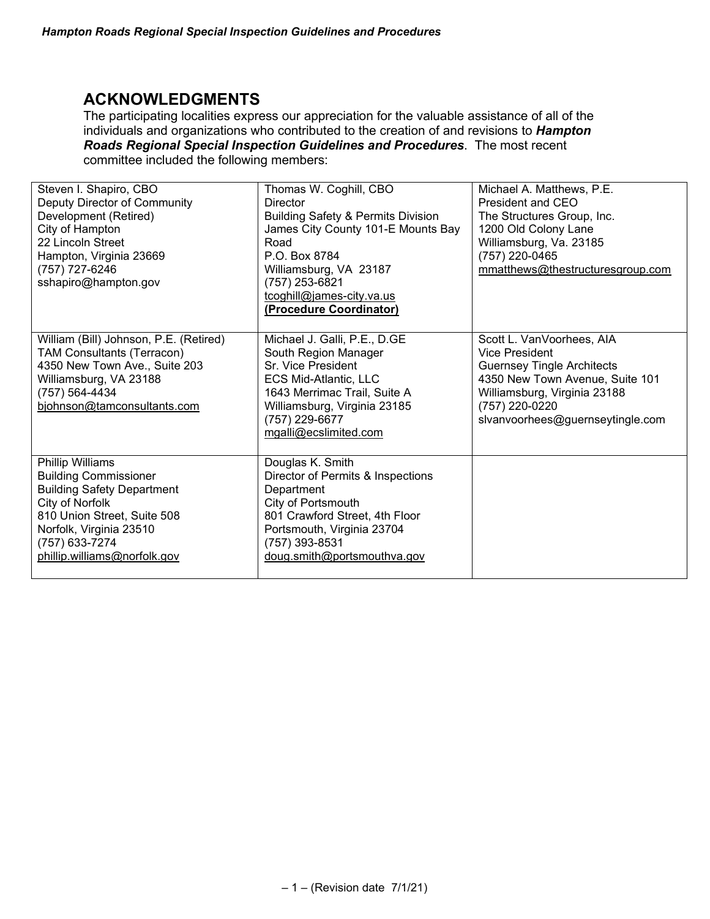## ACKNOWLEDGMENTS

The participating localities express our appreciation for the valuable assistance of all of the individuals and organizations who contributed to the creation of and revisions to ***Hampton Roads Regional Special Inspection Guidelines and Procedures***. The most recent committee included the following members:

| | | |
|---|---|---|
| Steven I. Shapiro, CBO<br>Deputy Director of Community Development (Retired)<br>City of Hampton<br>22 Lincoln Street<br>Hampton, Virginia 23669<br>(757) 727-6246<br>sshapiro@hampton.gov | Thomas W. Coghill, CBO<br>Director<br>Building Safety & Permits Division<br>James City County 101-E Mounts Bay Road<br>P.O. Box 8784<br>Williamsburg, VA 23187<br>(757) 253-6821<br>tcoghill@james-city.va.us<br>**(Procedure Coordinator)** | Michael A. Matthews, P.E.<br>President and CEO<br>The Structures Group, Inc.<br>1200 Old Colony Lane<br>Williamsburg, Va. 23185<br>(757) 220-0465<br>mmatthews@thestructuresgroup.com |
| William (Bill) Johnson, P.E. (Retired)<br>TAM Consultants (Terracon)<br>4350 New Town Ave., Suite 203<br>Williamsburg, VA 23188<br>(757) 564-4434<br>bjohnson@tamconsultants.com | Michael J. Galli, P.E., D.GE<br>South Region Manager<br>Sr. Vice President<br>ECS Mid-Atlantic, LLC<br>1643 Merrimac Trail, Suite A<br>Williamsburg, Virginia 23185<br>(757) 229-6677<br>mgalli@ecslimited.com | Scott L. VanVoorhees, AIA<br>Vice President<br>Guernsey Tingle Architects<br>4350 New Town Avenue, Suite 101<br>Williamsburg, Virginia 23188<br>(757) 220-0220<br>slvanvoorhees@guernseytingle.com |
| Phillip Williams<br>Building Commissioner<br>Building Safety Department<br>City of Norfolk<br>810 Union Street, Suite 508<br>Norfolk, Virginia 23510<br>(757) 633-7274<br>phillip.williams@norfolk.gov | Douglas K. Smith<br>Director of Permits & Inspections Department<br>City of Portsmouth<br>801 Crawford Street, 4th Floor<br>Portsmouth, Virginia 23704<br>(757) 393-8531<br>doug.smith@portsmouthva.gov | |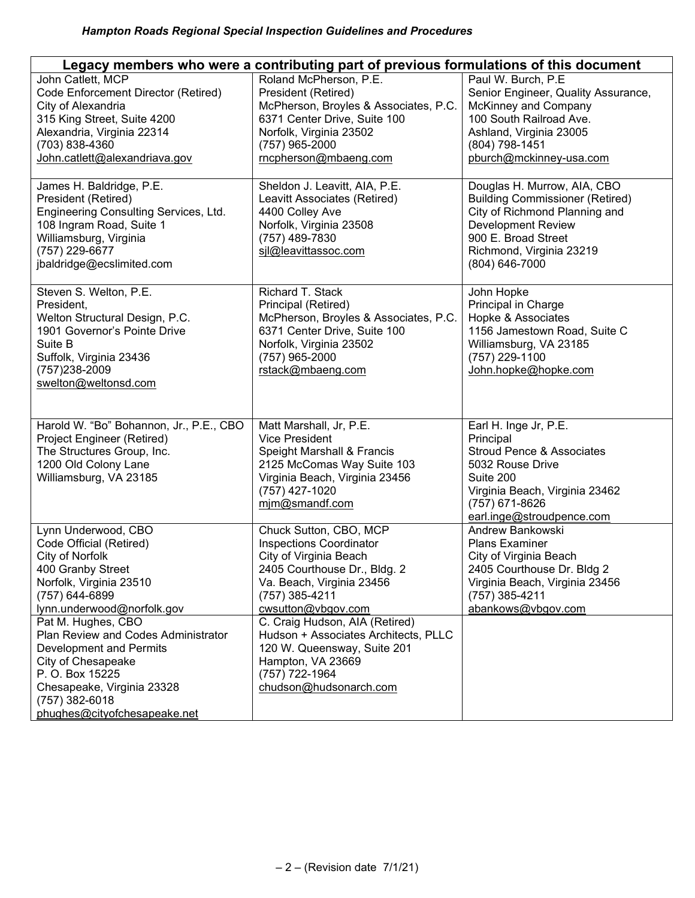| Legacy members who were a contributing part of previous formulations of this document | | |
|---|---|---|
| John Catlett, MCP<br>Code Enforcement Director (Retired)<br>City of Alexandria<br>315 King Street, Suite 4200<br>Alexandria, Virginia 22314<br>(703) 838-4360<br>John.catlett@alexandriava.gov | Roland McPherson, P.E.<br>President (Retired)<br>McPherson, Broyles & Associates, P.C.<br>6371 Center Drive, Suite 100<br>Norfolk, Virginia 23502<br>(757) 965-2000<br>rncpherson@mbaeng.com | Paul W. Burch, P.E<br>Senior Engineer, Quality Assurance,<br>McKinney and Company<br>100 South Railroad Ave.<br>Ashland, Virginia 23005<br>(804) 798-1451<br>pburch@mckinney-usa.com |
| James H. Baldridge, P.E.<br>President (Retired)<br>Engineering Consulting Services, Ltd.<br>108 Ingram Road, Suite 1<br>Williamsburg, Virginia<br>(757) 229-6677<br>jbaldridge@ecslimited.com | Sheldon J. Leavitt, AIA, P.E.<br>Leavitt Associates (Retired)<br>4400 Colley Ave<br>Norfolk, Virginia 23508<br>(757) 489-7830<br>sjl@leavittassoc.com | Douglas H. Murrow, AIA, CBO<br>Building Commissioner (Retired)<br>City of Richmond Planning and Development Review<br>900 E. Broad Street<br>Richmond, Virginia 23219<br>(804) 646-7000 |
| Steven S. Welton, P.E.<br>President,<br>Welton Structural Design, P.C.<br>1901 Governor's Pointe Drive<br>Suite B<br>Suffolk, Virginia 23436<br>(757)238-2009<br>swelton@weltonsd.com | Richard T. Stack<br>Principal (Retired)<br>McPherson, Broyles & Associates, P.C.<br>6371 Center Drive, Suite 100<br>Norfolk, Virginia 23502<br>(757) 965-2000<br>rstack@mbaeng.com | John Hopke<br>Principal in Charge<br>Hopke & Associates<br>1156 Jamestown Road, Suite C<br>Williamsburg, VA 23185<br>(757) 229-1100<br>John.hopke@hopke.com |
| Harold W. "Bo" Bohannon, Jr., P.E., CBO<br>Project Engineer (Retired)<br>The Structures Group, Inc.<br>1200 Old Colony Lane<br>Williamsburg, VA 23185 | Matt Marshall, Jr, P.E.<br>Vice President<br>Speight Marshall & Francis<br>2125 McComas Way Suite 103<br>Virginia Beach, Virginia 23456<br>(757) 427-1020<br>mjm@smandf.com | Earl H. Inge Jr, P.E.<br>Principal<br>Stroud Pence & Associates<br>5032 Rouse Drive<br>Suite 200<br>Virginia Beach, Virginia 23462<br>(757) 671-8626<br>earl.inge@stroudpence.com |
| Lynn Underwood, CBO<br>Code Official (Retired)<br>City of Norfolk<br>400 Granby Street<br>Norfolk, Virginia 23510<br>(757) 644-6899<br>lynn.underwood@norfolk.gov | Chuck Sutton, CBO, MCP<br>Inspections Coordinator<br>City of Virginia Beach<br>2405 Courthouse Dr., Bldg. 2<br>Va. Beach, Virginia 23456<br>(757) 385-4211<br>cwsutton@vbgov.com | Andrew Bankowski<br>Plans Examiner<br>City of Virginia Beach<br>2405 Courthouse Dr. Bldg 2<br>Virginia Beach, Virginia 23456<br>(757) 385-4211<br>abankows@vbgov.com |
| Pat M. Hughes, CBO<br>Plan Review and Codes Administrator<br>Development and Permits<br>City of Chesapeake<br>P. O. Box 15225<br>Chesapeake, Virginia 23328<br>(757) 382-6018<br>phughes@cityofchesapeake.net | C. Craig Hudson, AIA (Retired)<br>Hudson + Associates Architects, PLLC<br>120 W. Queensway, Suite 201<br>Hampton, VA 23669<br>(757) 722-1964<br>chudson@hudsonarch.com | |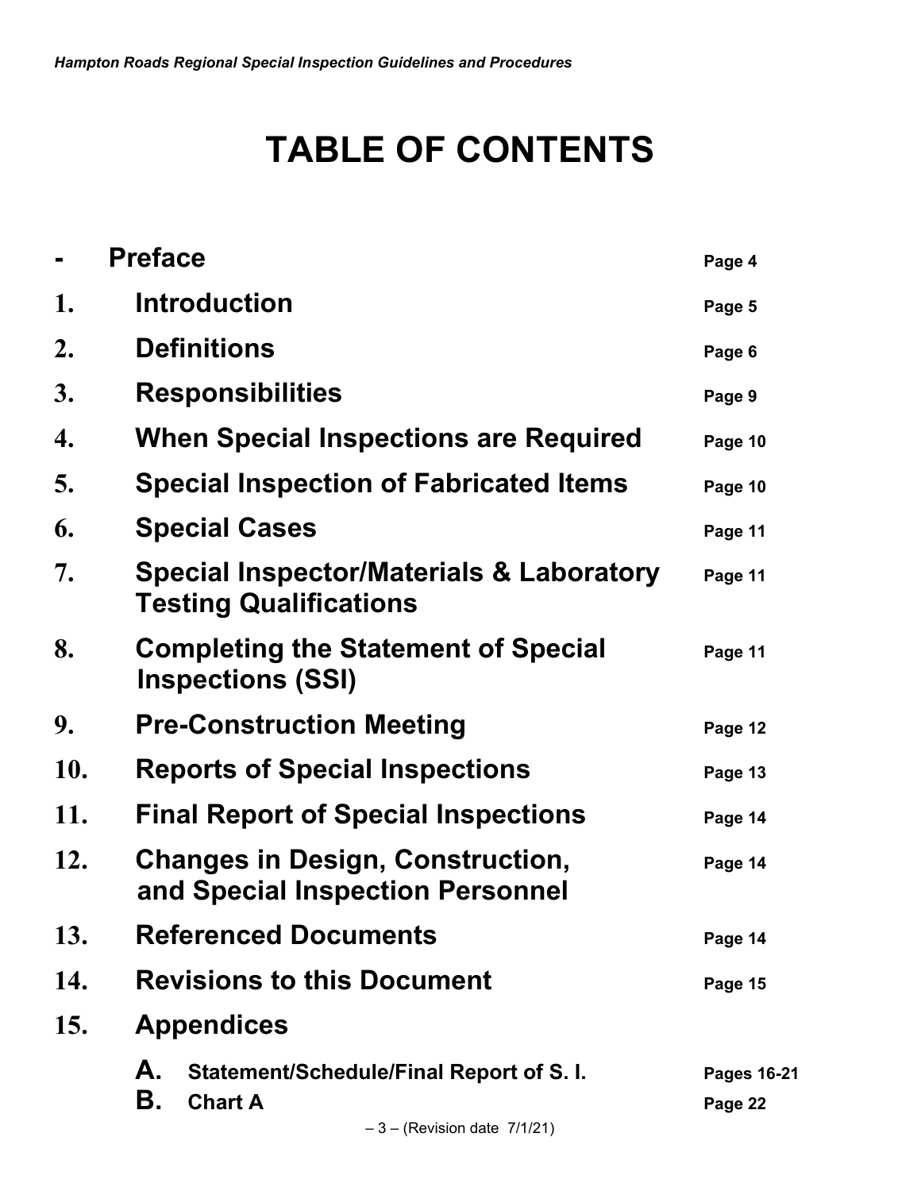# TABLE OF CONTENTS

| | | |
|---|---|---|
| - | **Preface** | Page 4 |
| 1. | **Introduction** | Page 5 |
| 2. | **Definitions** | Page 6 |
| 3. | **Responsibilities** | Page 9 |
| 4. | **When Special Inspections are Required** | Page 10 |
| 5. | **Special Inspection of Fabricated Items** | Page 10 |
| 6. | **Special Cases** | Page 11 |
| 7. | **Special Inspector/Materials & Laboratory Testing Qualifications** | Page 11 |
| 8. | **Completing the Statement of Special Inspections (SSI)** | Page 11 |
| 9. | **Pre-Construction Meeting** | Page 12 |
| 10. | **Reports of Special Inspections** | Page 13 |
| 11. | **Final Report of Special Inspections** | Page 14 |
| 12. | **Changes in Design, Construction, and Special Inspection Personnel** | Page 14 |
| 13. | **Referenced Documents** | Page 14 |
| 14. | **Revisions to this Document** | Page 15 |
| 15. | **Appendices** | |
| | **A. Statement/Schedule/Final Report of S. I.** | Pages 16-21 |
| | **B. Chart A** | Page 22 |

– (Revision date 7/1/21)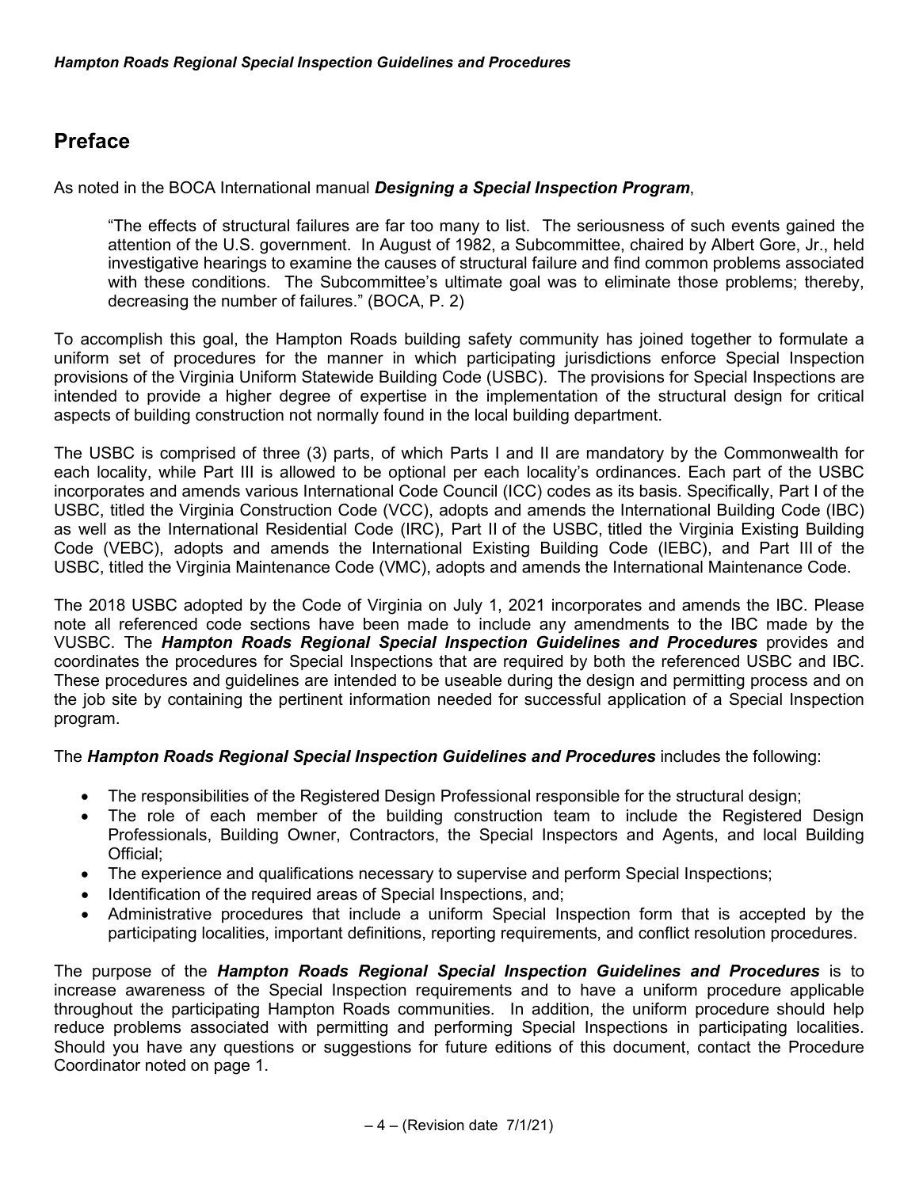## Preface

As noted in the BOCA International manual ***Designing a Special Inspection Program***,

> "The effects of structural failures are far too many to list. The seriousness of such events gained the attention of the U.S. government. In August of 1982, a Subcommittee, chaired by Albert Gore, Jr., held investigative hearings to examine the causes of structural failure and find common problems associated with these conditions. The Subcommittee's ultimate goal was to eliminate those problems; thereby, decreasing the number of failures." (BOCA, P. 2)

To accomplish this goal, the Hampton Roads building safety community has joined together to formulate a uniform set of procedures for the manner in which participating jurisdictions enforce Special Inspection provisions of the Virginia Uniform Statewide Building Code (USBC). The provisions for Special Inspections are intended to provide a higher degree of expertise in the implementation of the structural design for critical aspects of building construction not normally found in the local building department.

The USBC is comprised of three (3) parts, of which Parts I and II are mandatory by the Commonwealth for each locality, while Part III is allowed to be optional per each locality's ordinances. Each part of the USBC incorporates and amends various International Code Council (ICC) codes as its basis. Specifically, Part I of the USBC, titled the Virginia Construction Code (VCC), adopts and amends the International Building Code (IBC) as well as the International Residential Code (IRC), Part II of the USBC, titled the Virginia Existing Building Code (VEBC), adopts and amends the International Existing Building Code (IEBC), and Part III of the USBC, titled the Virginia Maintenance Code (VMC), adopts and amends the International Maintenance Code.

The 2018 USBC adopted by the Code of Virginia on July 1, 2021 incorporates and amends the IBC. Please note all referenced code sections have been made to include any amendments to the IBC made by the VUSBC. The ***Hampton Roads Regional Special Inspection Guidelines and Procedures*** provides and coordinates the procedures for Special Inspections that are required by both the referenced USBC and IBC. These procedures and guidelines are intended to be useable during the design and permitting process and on the job site by containing the pertinent information needed for successful application of a Special Inspection program.

The ***Hampton Roads Regional Special Inspection Guidelines and Procedures*** includes the following:

- The responsibilities of the Registered Design Professional responsible for the structural design;
- The role of each member of the building construction team to include the Registered Design Professionals, Building Owner, Contractors, the Special Inspectors and Agents, and local Building Official;
- The experience and qualifications necessary to supervise and perform Special Inspections;
- Identification of the required areas of Special Inspections, and;
- Administrative procedures that include a uniform Special Inspection form that is accepted by the participating localities, important definitions, reporting requirements, and conflict resolution procedures.

The purpose of the ***Hampton Roads Regional Special Inspection Guidelines and Procedures*** is to increase awareness of the Special Inspection requirements and to have a uniform procedure applicable throughout the participating Hampton Roads communities. In addition, the uniform procedure should help reduce problems associated with permitting and performing Special Inspections in participating localities. Should you have any questions or suggestions for future editions of this document, contact the Procedure Coordinator noted on page 1.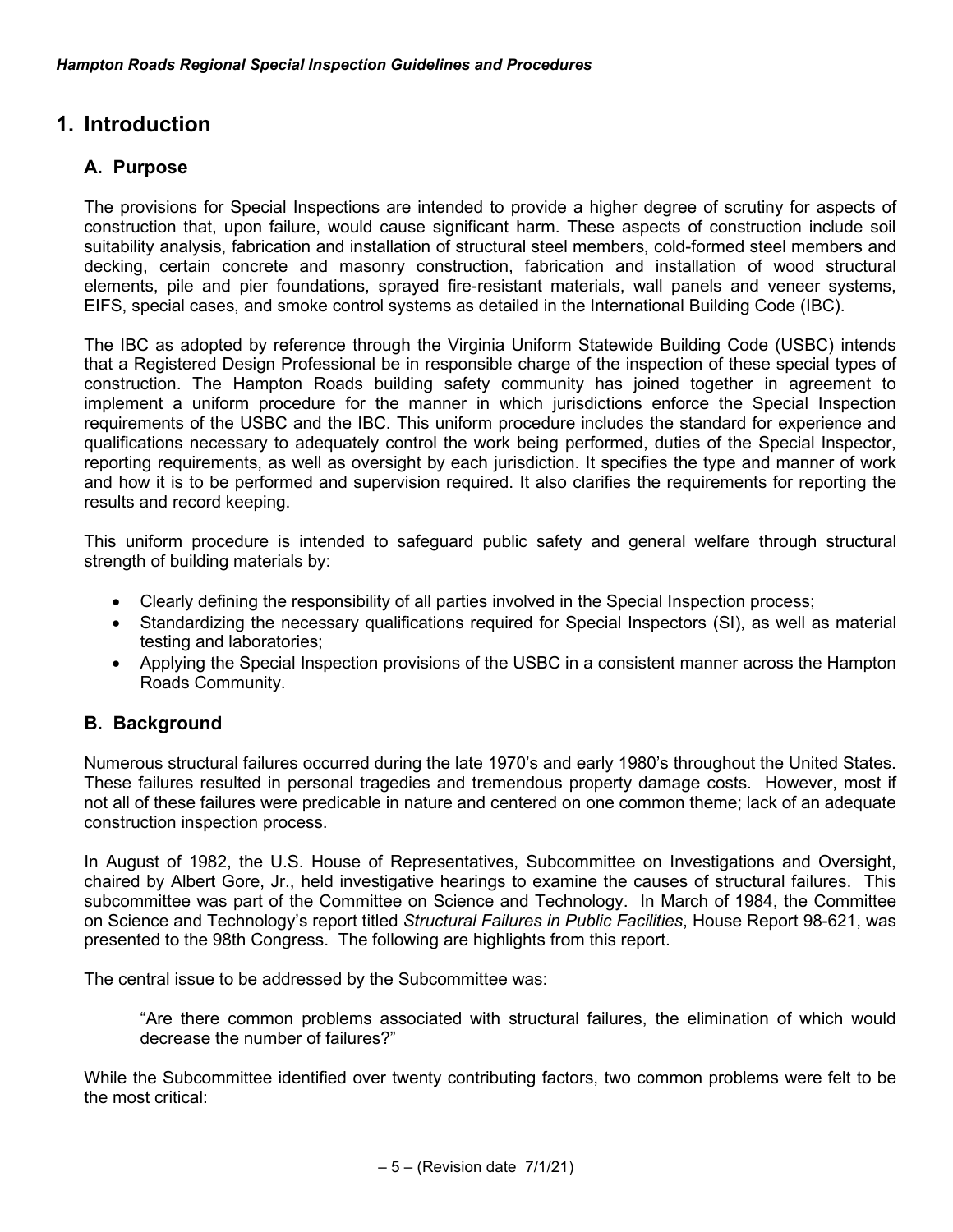# 1. Introduction

## A. Purpose

The provisions for Special Inspections are intended to provide a higher degree of scrutiny for aspects of construction that, upon failure, would cause significant harm. These aspects of construction include soil suitability analysis, fabrication and installation of structural steel members, cold-formed steel members and decking, certain concrete and masonry construction, fabrication and installation of wood structural elements, pile and pier foundations, sprayed fire-resistant materials, wall panels and veneer systems, EIFS, special cases, and smoke control systems as detailed in the International Building Code (IBC).

The IBC as adopted by reference through the Virginia Uniform Statewide Building Code (USBC) intends that a Registered Design Professional be in responsible charge of the inspection of these special types of construction. The Hampton Roads building safety community has joined together in agreement to implement a uniform procedure for the manner in which jurisdictions enforce the Special Inspection requirements of the USBC and the IBC. This uniform procedure includes the standard for experience and qualifications necessary to adequately control the work being performed, duties of the Special Inspector, reporting requirements, as well as oversight by each jurisdiction. It specifies the type and manner of work and how it is to be performed and supervision required. It also clarifies the requirements for reporting the results and record keeping.

This uniform procedure is intended to safeguard public safety and general welfare through structural strength of building materials by:

- Clearly defining the responsibility of all parties involved in the Special Inspection process;
- Standardizing the necessary qualifications required for Special Inspectors (SI), as well as material testing and laboratories;
- Applying the Special Inspection provisions of the USBC in a consistent manner across the Hampton Roads Community.

## B. Background

Numerous structural failures occurred during the late 1970's and early 1980's throughout the United States. These failures resulted in personal tragedies and tremendous property damage costs. However, most if not all of these failures were predicable in nature and centered on one common theme; lack of an adequate construction inspection process.

In August of 1982, the U.S. House of Representatives, Subcommittee on Investigations and Oversight, chaired by Albert Gore, Jr., held investigative hearings to examine the causes of structural failures. This subcommittee was part of the Committee on Science and Technology. In March of 1984, the Committee on Science and Technology's report titled *Structural Failures in Public Facilities*, House Report 98-621, was presented to the 98th Congress. The following are highlights from this report.

The central issue to be addressed by the Subcommittee was:

> "Are there common problems associated with structural failures, the elimination of which would decrease the number of failures?"

While the Subcommittee identified over twenty contributing factors, two common problems were felt to be the most critical: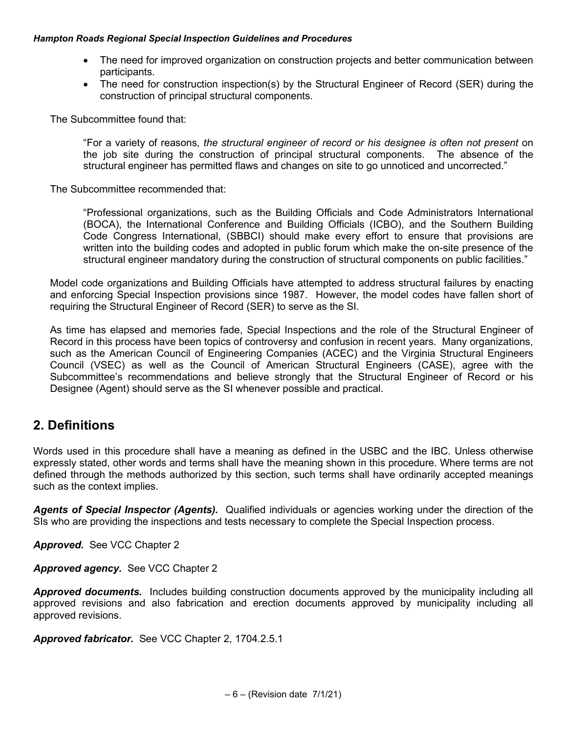- The need for improved organization on construction projects and better communication between participants.
- The need for construction inspection(s) by the Structural Engineer of Record (SER) during the construction of principal structural components.

The Subcommittee found that:

> "For a variety of reasons, *the structural engineer of record or his designee is often not present* on the job site during the construction of principal structural components. The absence of the structural engineer has permitted flaws and changes on site to go unnoticed and uncorrected."

The Subcommittee recommended that:

> "Professional organizations, such as the Building Officials and Code Administrators International (BOCA), the International Conference and Building Officials (ICBO), and the Southern Building Code Congress International, (SBBCI) should make every effort to ensure that provisions are written into the building codes and adopted in public forum which make the on-site presence of the structural engineer mandatory during the construction of structural components on public facilities."

Model code organizations and Building Officials have attempted to address structural failures by enacting and enforcing Special Inspection provisions since 1987. However, the model codes have fallen short of requiring the Structural Engineer of Record (SER) to serve as the SI.

As time has elapsed and memories fade, Special Inspections and the role of the Structural Engineer of Record in this process have been topics of controversy and confusion in recent years. Many organizations, such as the American Council of Engineering Companies (ACEC) and the Virginia Structural Engineers Council (VSEC) as well as the Council of American Structural Engineers (CASE), agree with the Subcommittee's recommendations and believe strongly that the Structural Engineer of Record or his Designee (Agent) should serve as the SI whenever possible and practical.

## 2. Definitions

Words used in this procedure shall have a meaning as defined in the USBC and the IBC. Unless otherwise expressly stated, other words and terms shall have the meaning shown in this procedure. Where terms are not defined through the methods authorized by this section, such terms shall have ordinarily accepted meanings such as the context implies.

***Agents of Special Inspector (Agents).*** Qualified individuals or agencies working under the direction of the SIs who are providing the inspections and tests necessary to complete the Special Inspection process.

***Approved.*** See VCC Chapter 2

***Approved agency.*** See VCC Chapter 2

***Approved documents.*** Includes building construction documents approved by the municipality including all approved revisions and also fabrication and erection documents approved by municipality including all approved revisions.

***Approved fabricator.*** See VCC Chapter 2, 1704.2.5.1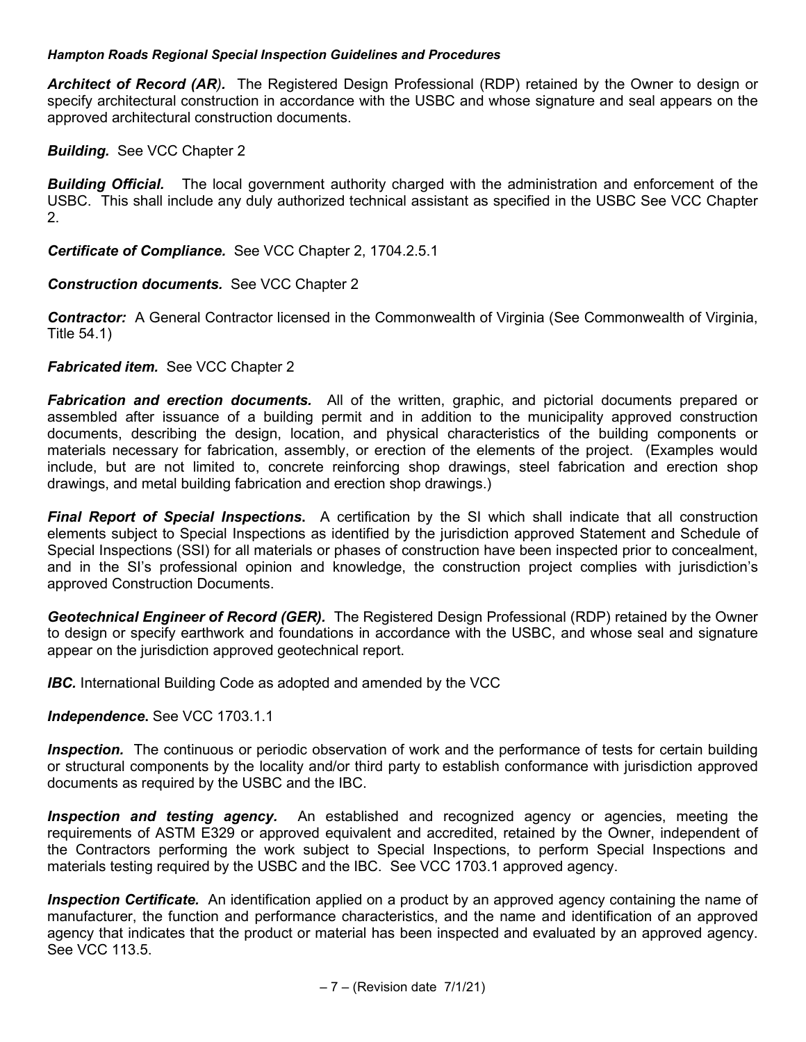***Architect of Record (AR).*** The Registered Design Professional (RDP) retained by the Owner to design or specify architectural construction in accordance with the USBC and whose signature and seal appears on the approved architectural construction documents.

***Building.*** See VCC Chapter 2

***Building Official.*** The local government authority charged with the administration and enforcement of the USBC. This shall include any duly authorized technical assistant as specified in the USBC See VCC Chapter 2.

***Certificate of Compliance.*** See VCC Chapter 2, 1704.2.5.1

***Construction documents.*** See VCC Chapter 2

***Contractor:*** A General Contractor licensed in the Commonwealth of Virginia (See Commonwealth of Virginia, Title 54.1)

***Fabricated item.*** See VCC Chapter 2

***Fabrication and erection documents.*** All of the written, graphic, and pictorial documents prepared or assembled after issuance of a building permit and in addition to the municipality approved construction documents, describing the design, location, and physical characteristics of the building components or materials necessary for fabrication, assembly, or erection of the elements of the project. (Examples would include, but are not limited to, concrete reinforcing shop drawings, steel fabrication and erection shop drawings, and metal building fabrication and erection shop drawings.)

***Final Report of Special Inspections.*** A certification by the SI which shall indicate that all construction elements subject to Special Inspections as identified by the jurisdiction approved Statement and Schedule of Special Inspections (SSI) for all materials or phases of construction have been inspected prior to concealment, and in the SI's professional opinion and knowledge, the construction project complies with jurisdiction's approved Construction Documents.

***Geotechnical Engineer of Record (GER).*** The Registered Design Professional (RDP) retained by the Owner to design or specify earthwork and foundations in accordance with the USBC, and whose seal and signature appear on the jurisdiction approved geotechnical report.

***IBC.*** International Building Code as adopted and amended by the VCC

***Independence.*** See VCC 1703.1.1

***Inspection.*** The continuous or periodic observation of work and the performance of tests for certain building or structural components by the locality and/or third party to establish conformance with jurisdiction approved documents as required by the USBC and the IBC.

***Inspection and testing agency.*** An established and recognized agency or agencies, meeting the requirements of ASTM E329 or approved equivalent and accredited, retained by the Owner, independent of the Contractors performing the work subject to Special Inspections, to perform Special Inspections and materials testing required by the USBC and the IBC. See VCC 1703.1 approved agency.

***Inspection Certificate.*** An identification applied on a product by an approved agency containing the name of manufacturer, the function and performance characteristics, and the name and identification of an approved agency that indicates that the product or material has been inspected and evaluated by an approved agency. See VCC 113.5.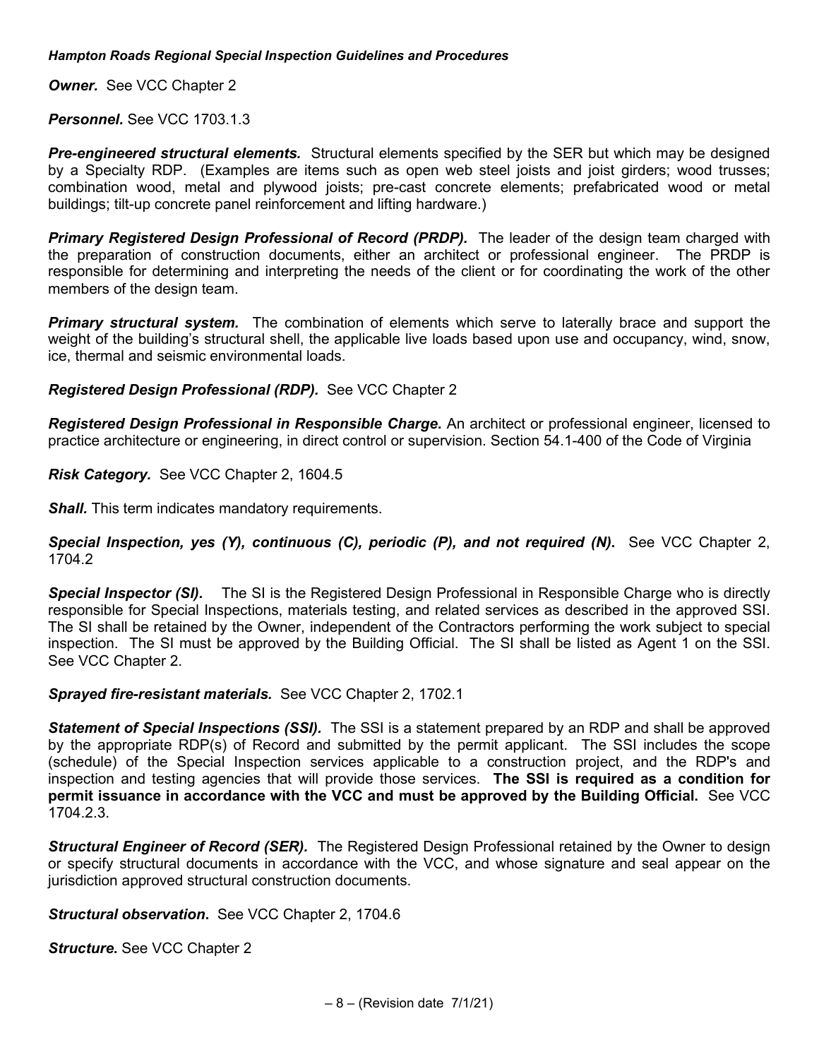***Owner.*** See VCC Chapter 2

***Personnel.*** See VCC 1703.1.3

***Pre-engineered structural elements.*** Structural elements specified by the SER but which may be designed by a Specialty RDP. (Examples are items such as open web steel joists and joist girders; wood trusses; combination wood, metal and plywood joists; pre-cast concrete elements; prefabricated wood or metal buildings; tilt-up concrete panel reinforcement and lifting hardware.)

***Primary Registered Design Professional of Record (PRDP).*** The leader of the design team charged with the preparation of construction documents, either an architect or professional engineer. The PRDP is responsible for determining and interpreting the needs of the client or for coordinating the work of the other members of the design team.

***Primary structural system.*** The combination of elements which serve to laterally brace and support the weight of the building's structural shell, the applicable live loads based upon use and occupancy, wind, snow, ice, thermal and seismic environmental loads.

***Registered Design Professional (RDP).*** See VCC Chapter 2

***Registered Design Professional in Responsible Charge.*** An architect or professional engineer, licensed to practice architecture or engineering, in direct control or supervision. Section 54.1-400 of the Code of Virginia

***Risk Category.*** See VCC Chapter 2, 1604.5

***Shall.*** This term indicates mandatory requirements.

***Special Inspection, yes (Y), continuous (C), periodic (P), and not required (N).*** See VCC Chapter 2, 1704.2

***Special Inspector (SI).*** The SI is the Registered Design Professional in Responsible Charge who is directly responsible for Special Inspections, materials testing, and related services as described in the approved SSI. The SI shall be retained by the Owner, independent of the Contractors performing the work subject to special inspection. The SI must be approved by the Building Official. The SI shall be listed as Agent 1 on the SSI. See VCC Chapter 2.

***Sprayed fire-resistant materials.*** See VCC Chapter 2, 1702.1

***Statement of Special Inspections (SSI).*** The SSI is a statement prepared by an RDP and shall be approved by the appropriate RDP(s) of Record and submitted by the permit applicant. The SSI includes the scope (schedule) of the Special Inspection services applicable to a construction project, and the RDP's and inspection and testing agencies that will provide those services. **The SSI is required as a condition for permit issuance in accordance with the VCC and must be approved by the Building Official.** See VCC 1704.2.3.

***Structural Engineer of Record (SER).*** The Registered Design Professional retained by the Owner to design or specify structural documents in accordance with the VCC, and whose signature and seal appear on the jurisdiction approved structural construction documents.

***Structural observation.*** See VCC Chapter 2, 1704.6

***Structure.*** See VCC Chapter 2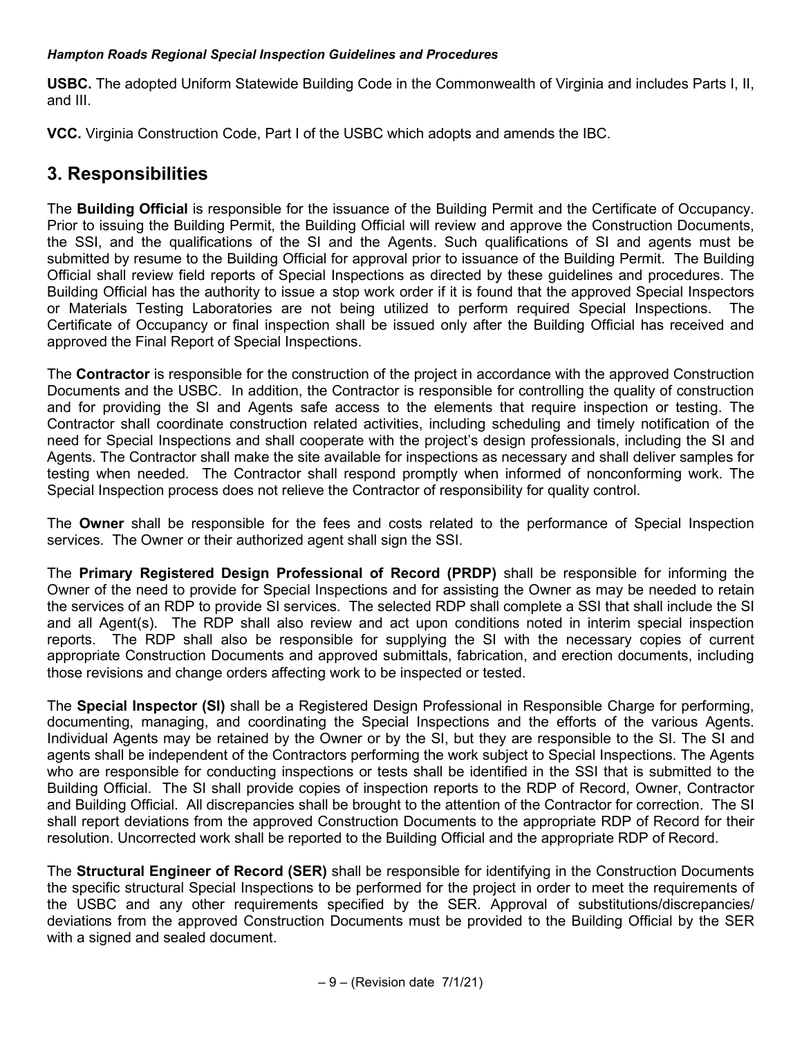**USBC.** The adopted Uniform Statewide Building Code in the Commonwealth of Virginia and includes Parts I, II, and III.

**VCC.** Virginia Construction Code, Part I of the USBC which adopts and amends the IBC.

## 3. Responsibilities

The **Building Official** is responsible for the issuance of the Building Permit and the Certificate of Occupancy. Prior to issuing the Building Permit, the Building Official will review and approve the Construction Documents, the SSI, and the qualifications of the SI and the Agents. Such qualifications of SI and agents must be submitted by resume to the Building Official for approval prior to issuance of the Building Permit. The Building Official shall review field reports of Special Inspections as directed by these guidelines and procedures. The Building Official has the authority to issue a stop work order if it is found that the approved Special Inspectors or Materials Testing Laboratories are not being utilized to perform required Special Inspections. The Certificate of Occupancy or final inspection shall be issued only after the Building Official has received and approved the Final Report of Special Inspections.

The **Contractor** is responsible for the construction of the project in accordance with the approved Construction Documents and the USBC. In addition, the Contractor is responsible for controlling the quality of construction and for providing the SI and Agents safe access to the elements that require inspection or testing. The Contractor shall coordinate construction related activities, including scheduling and timely notification of the need for Special Inspections and shall cooperate with the project's design professionals, including the SI and Agents. The Contractor shall make the site available for inspections as necessary and shall deliver samples for testing when needed. The Contractor shall respond promptly when informed of nonconforming work. The Special Inspection process does not relieve the Contractor of responsibility for quality control.

The **Owner** shall be responsible for the fees and costs related to the performance of Special Inspection services. The Owner or their authorized agent shall sign the SSI.

The **Primary Registered Design Professional of Record (PRDP)** shall be responsible for informing the Owner of the need to provide for Special Inspections and for assisting the Owner as may be needed to retain the services of an RDP to provide SI services. The selected RDP shall complete a SSI that shall include the SI and all Agent(s). The RDP shall also review and act upon conditions noted in interim special inspection reports. The RDP shall also be responsible for supplying the SI with the necessary copies of current appropriate Construction Documents and approved submittals, fabrication, and erection documents, including those revisions and change orders affecting work to be inspected or tested.

The **Special Inspector (SI)** shall be a Registered Design Professional in Responsible Charge for performing, documenting, managing, and coordinating the Special Inspections and the efforts of the various Agents. Individual Agents may be retained by the Owner or by the SI, but they are responsible to the SI. The SI and agents shall be independent of the Contractors performing the work subject to Special Inspections. The Agents who are responsible for conducting inspections or tests shall be identified in the SSI that is submitted to the Building Official. The SI shall provide copies of inspection reports to the RDP of Record, Owner, Contractor and Building Official. All discrepancies shall be brought to the attention of the Contractor for correction. The SI shall report deviations from the approved Construction Documents to the appropriate RDP of Record for their resolution. Uncorrected work shall be reported to the Building Official and the appropriate RDP of Record.

The **Structural Engineer of Record (SER)** shall be responsible for identifying in the Construction Documents the specific structural Special Inspections to be performed for the project in order to meet the requirements of the USBC and any other requirements specified by the SER. Approval of substitutions/discrepancies/ deviations from the approved Construction Documents must be provided to the Building Official by the SER with a signed and sealed document.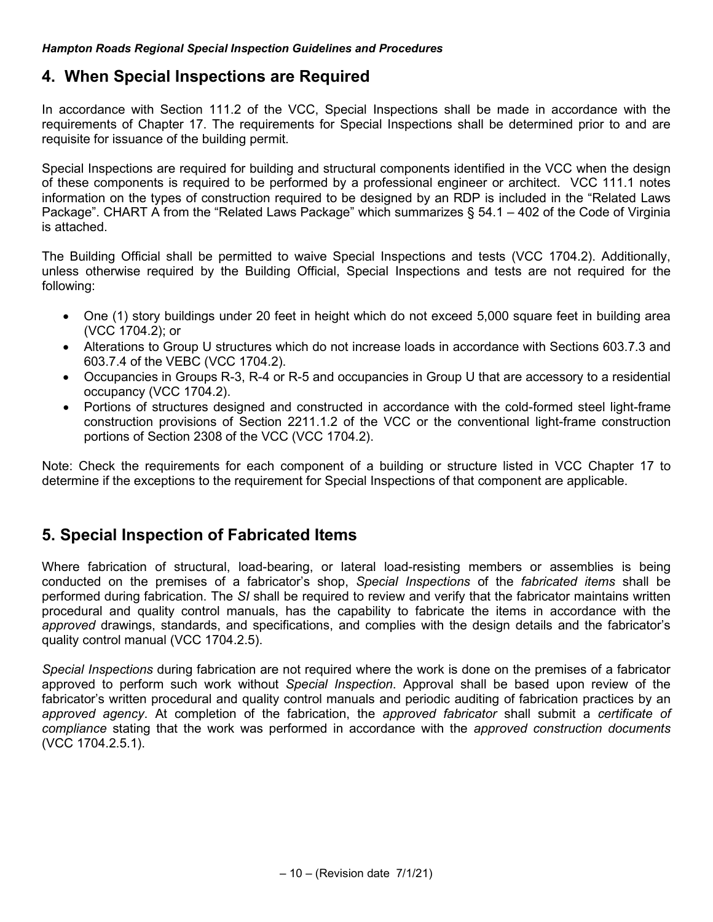## 4. When Special Inspections are Required

In accordance with Section 111.2 of the VCC, Special Inspections shall be made in accordance with the requirements of Chapter 17. The requirements for Special Inspections shall be determined prior to and are requisite for issuance of the building permit.

Special Inspections are required for building and structural components identified in the VCC when the design of these components is required to be performed by a professional engineer or architect. VCC 111.1 notes information on the types of construction required to be designed by an RDP is included in the "Related Laws Package". CHART A from the "Related Laws Package" which summarizes § 54.1 – 402 of the Code of Virginia is attached.

The Building Official shall be permitted to waive Special Inspections and tests (VCC 1704.2). Additionally, unless otherwise required by the Building Official, Special Inspections and tests are not required for the following:

- One (1) story buildings under 20 feet in height which do not exceed 5,000 square feet in building area (VCC 1704.2); or
- Alterations to Group U structures which do not increase loads in accordance with Sections 603.7.3 and 603.7.4 of the VEBC (VCC 1704.2).
- Occupancies in Groups R-3, R-4 or R-5 and occupancies in Group U that are accessory to a residential occupancy (VCC 1704.2).
- Portions of structures designed and constructed in accordance with the cold-formed steel light-frame construction provisions of Section 2211.1.2 of the VCC or the conventional light-frame construction portions of Section 2308 of the VCC (VCC 1704.2).

Note: Check the requirements for each component of a building or structure listed in VCC Chapter 17 to determine if the exceptions to the requirement for Special Inspections of that component are applicable.

## 5. Special Inspection of Fabricated Items

Where fabrication of structural, load-bearing, or lateral load-resisting members or assemblies is being conducted on the premises of a fabricator's shop, *Special Inspections* of the *fabricated items* shall be performed during fabrication. The *SI* shall be required to review and verify that the fabricator maintains written procedural and quality control manuals, has the capability to fabricate the items in accordance with the *approved* drawings, standards, and specifications, and complies with the design details and the fabricator's quality control manual (VCC 1704.2.5).

*Special Inspections* during fabrication are not required where the work is done on the premises of a fabricator approved to perform such work without *Special Inspection*. Approval shall be based upon review of the fabricator's written procedural and quality control manuals and periodic auditing of fabrication practices by an *approved agency*. At completion of the fabrication, the *approved fabricator* shall submit a *certificate of compliance* stating that the work was performed in accordance with the *approved construction documents* (VCC 1704.2.5.1).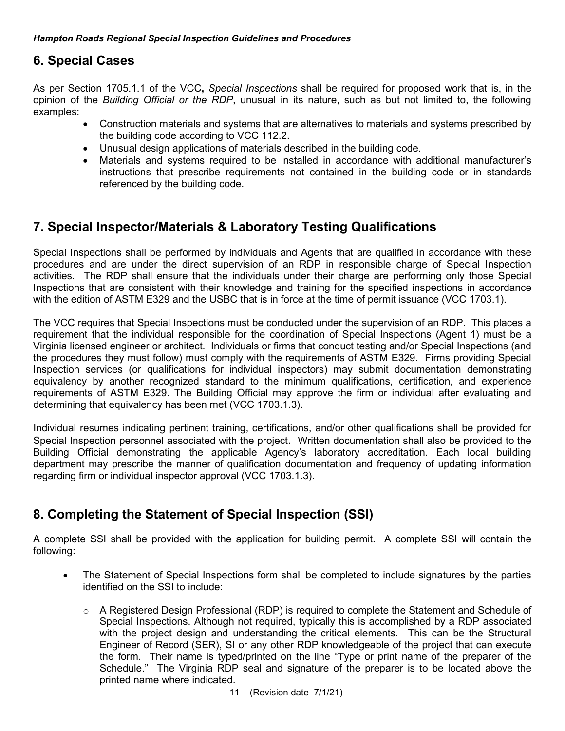## 6. Special Cases

As per Section 1705.1.1 of the VCC**,** *Special Inspections* shall be required for proposed work that is, in the opinion of the *Building Official or the RDP*, unusual in its nature, such as but not limited to, the following examples:

- Construction materials and systems that are alternatives to materials and systems prescribed by the building code according to VCC 112.2.
- Unusual design applications of materials described in the building code.
- Materials and systems required to be installed in accordance with additional manufacturer's instructions that prescribe requirements not contained in the building code or in standards referenced by the building code.

## 7. Special Inspector/Materials & Laboratory Testing Qualifications

Special Inspections shall be performed by individuals and Agents that are qualified in accordance with these procedures and are under the direct supervision of an RDP in responsible charge of Special Inspection activities. The RDP shall ensure that the individuals under their charge are performing only those Special Inspections that are consistent with their knowledge and training for the specified inspections in accordance with the edition of ASTM E329 and the USBC that is in force at the time of permit issuance (VCC 1703.1).

The VCC requires that Special Inspections must be conducted under the supervision of an RDP. This places a requirement that the individual responsible for the coordination of Special Inspections (Agent 1) must be a Virginia licensed engineer or architect. Individuals or firms that conduct testing and/or Special Inspections (and the procedures they must follow) must comply with the requirements of ASTM E329. Firms providing Special Inspection services (or qualifications for individual inspectors) may submit documentation demonstrating equivalency by another recognized standard to the minimum qualifications, certification, and experience requirements of ASTM E329. The Building Official may approve the firm or individual after evaluating and determining that equivalency has been met (VCC 1703.1.3).

Individual resumes indicating pertinent training, certifications, and/or other qualifications shall be provided for Special Inspection personnel associated with the project. Written documentation shall also be provided to the Building Official demonstrating the applicable Agency's laboratory accreditation. Each local building department may prescribe the manner of qualification documentation and frequency of updating information regarding firm or individual inspector approval (VCC 1703.1.3).

## 8. Completing the Statement of Special Inspection (SSI)

A complete SSI shall be provided with the application for building permit. A complete SSI will contain the following:

- The Statement of Special Inspections form shall be completed to include signatures by the parties identified on the SSI to include:
  - A Registered Design Professional (RDP) is required to complete the Statement and Schedule of Special Inspections. Although not required, typically this is accomplished by a RDP associated with the project design and understanding the critical elements. This can be the Structural Engineer of Record (SER), SI or any other RDP knowledgeable of the project that can execute the form. Their name is typed/printed on the line "Type or print name of the preparer of the Schedule." The Virginia RDP seal and signature of the preparer is to be located above the printed name where indicated.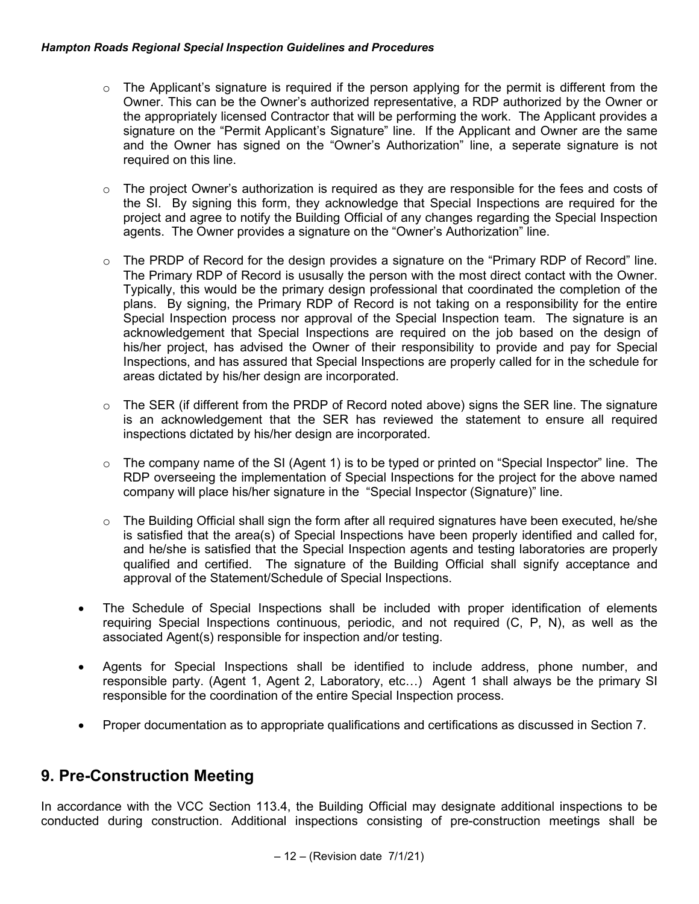- The Applicant's signature is required if the person applying for the permit is different from the Owner. This can be the Owner's authorized representative, a RDP authorized by the Owner or the appropriately licensed Contractor that will be performing the work. The Applicant provides a signature on the "Permit Applicant's Signature" line. If the Applicant and Owner are the same and the Owner has signed on the "Owner's Authorization" line, a seperate signature is not required on this line.

- The project Owner's authorization is required as they are responsible for the fees and costs of the SI. By signing this form, they acknowledge that Special Inspections are required for the project and agree to notify the Building Official of any changes regarding the Special Inspection agents. The Owner provides a signature on the "Owner's Authorization" line.

- The PRDP of Record for the design provides a signature on the "Primary RDP of Record" line. The Primary RDP of Record is ususally the person with the most direct contact with the Owner. Typically, this would be the primary design professional that coordinated the completion of the plans. By signing, the Primary RDP of Record is not taking on a responsibility for the entire Special Inspection process nor approval of the Special Inspection team. The signature is an acknowledgement that Special Inspections are required on the job based on the design of his/her project, has advised the Owner of their responsibility to provide and pay for Special Inspections, and has assured that Special Inspections are properly called for in the schedule for areas dictated by his/her design are incorporated.

- The SER (if different from the PRDP of Record noted above) signs the SER line. The signature is an acknowledgement that the SER has reviewed the statement to ensure all required inspections dictated by his/her design are incorporated.

- The company name of the SI (Agent 1) is to be typed or printed on "Special Inspector" line. The RDP overseeing the implementation of Special Inspections for the project for the above named company will place his/her signature in the "Special Inspector (Signature)" line.

- The Building Official shall sign the form after all required signatures have been executed, he/she is satisfied that the area(s) of Special Inspections have been properly identified and called for, and he/she is satisfied that the Special Inspection agents and testing laboratories are properly qualified and certified. The signature of the Building Official shall signify acceptance and approval of the Statement/Schedule of Special Inspections.

- The Schedule of Special Inspections shall be included with proper identification of elements requiring Special Inspections continuous, periodic, and not required (C, P, N), as well as the associated Agent(s) responsible for inspection and/or testing.

- Agents for Special Inspections shall be identified to include address, phone number, and responsible party. (Agent 1, Agent 2, Laboratory, etc…) Agent 1 shall always be the primary SI responsible for the coordination of the entire Special Inspection process.

- Proper documentation as to appropriate qualifications and certifications as discussed in Section 7.

## 9. Pre-Construction Meeting

In accordance with the VCC Section 113.4, the Building Official may designate additional inspections to be conducted during construction. Additional inspections consisting of pre-construction meetings shall be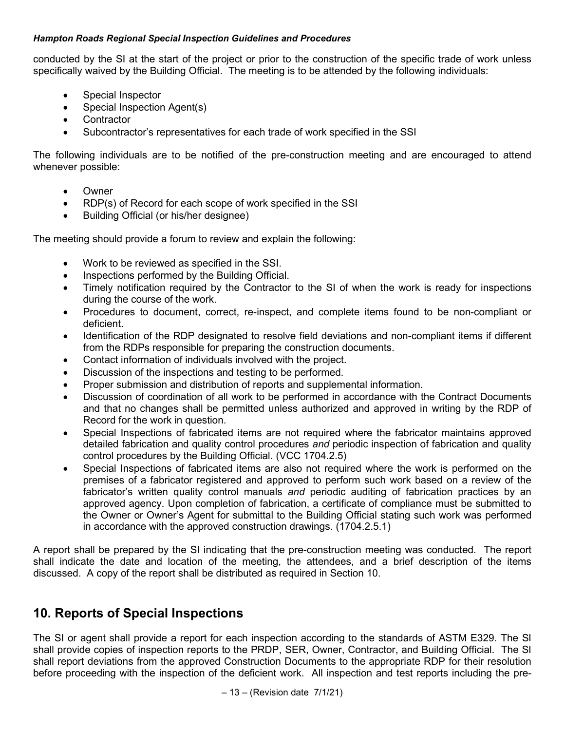conducted by the SI at the start of the project or prior to the construction of the specific trade of work unless specifically waived by the Building Official. The meeting is to be attended by the following individuals:

- Special Inspector
- Special Inspection Agent(s)
- Contractor
- Subcontractor's representatives for each trade of work specified in the SSI

The following individuals are to be notified of the pre-construction meeting and are encouraged to attend whenever possible:

- Owner
- RDP(s) of Record for each scope of work specified in the SSI
- Building Official (or his/her designee)

The meeting should provide a forum to review and explain the following:

- Work to be reviewed as specified in the SSI.
- Inspections performed by the Building Official.
- Timely notification required by the Contractor to the SI of when the work is ready for inspections during the course of the work.
- Procedures to document, correct, re-inspect, and complete items found to be non-compliant or deficient.
- Identification of the RDP designated to resolve field deviations and non-compliant items if different from the RDPs responsible for preparing the construction documents.
- Contact information of individuals involved with the project.
- Discussion of the inspections and testing to be performed.
- Proper submission and distribution of reports and supplemental information.
- Discussion of coordination of all work to be performed in accordance with the Contract Documents and that no changes shall be permitted unless authorized and approved in writing by the RDP of Record for the work in question.
- Special Inspections of fabricated items are not required where the fabricator maintains approved detailed fabrication and quality control procedures *and* periodic inspection of fabrication and quality control procedures by the Building Official. (VCC 1704.2.5)
- Special Inspections of fabricated items are also not required where the work is performed on the premises of a fabricator registered and approved to perform such work based on a review of the fabricator's written quality control manuals *and* periodic auditing of fabrication practices by an approved agency. Upon completion of fabrication, a certificate of compliance must be submitted to the Owner or Owner's Agent for submittal to the Building Official stating such work was performed in accordance with the approved construction drawings. (1704.2.5.1)

A report shall be prepared by the SI indicating that the pre-construction meeting was conducted. The report shall indicate the date and location of the meeting, the attendees, and a brief description of the items discussed. A copy of the report shall be distributed as required in Section 10.

## 10. Reports of Special Inspections

The SI or agent shall provide a report for each inspection according to the standards of ASTM E329. The SI shall provide copies of inspection reports to the PRDP, SER, Owner, Contractor, and Building Official. The SI shall report deviations from the approved Construction Documents to the appropriate RDP for their resolution before proceeding with the inspection of the deficient work. All inspection and test reports including the pre-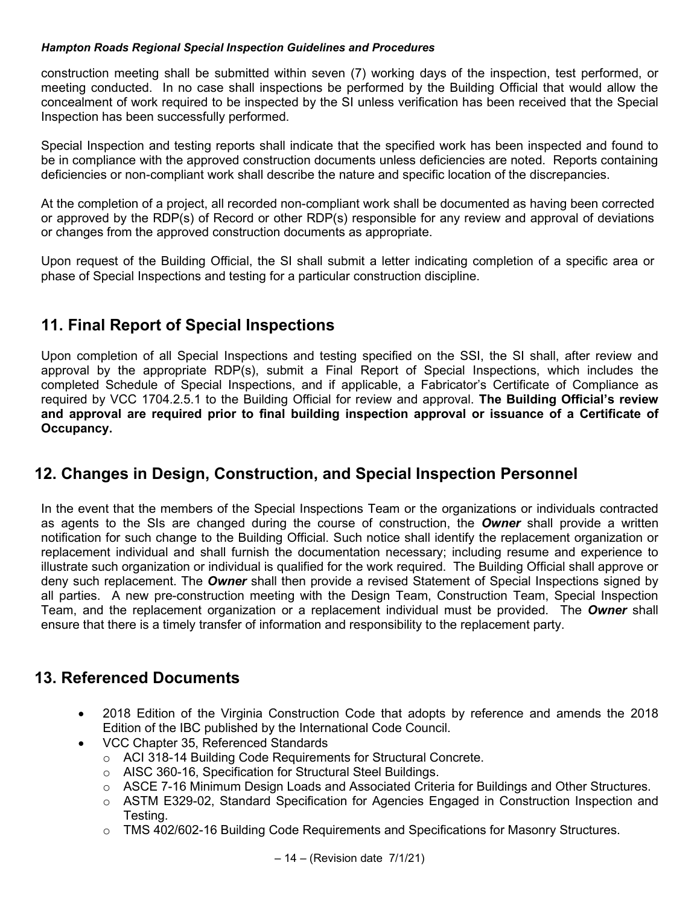construction meeting shall be submitted within seven (7) working days of the inspection, test performed, or meeting conducted. In no case shall inspections be performed by the Building Official that would allow the concealment of work required to be inspected by the SI unless verification has been received that the Special Inspection has been successfully performed.

Special Inspection and testing reports shall indicate that the specified work has been inspected and found to be in compliance with the approved construction documents unless deficiencies are noted. Reports containing deficiencies or non-compliant work shall describe the nature and specific location of the discrepancies.

At the completion of a project, all recorded non-compliant work shall be documented as having been corrected or approved by the RDP(s) of Record or other RDP(s) responsible for any review and approval of deviations or changes from the approved construction documents as appropriate.

Upon request of the Building Official, the SI shall submit a letter indicating completion of a specific area or phase of Special Inspections and testing for a particular construction discipline.

## 11. Final Report of Special Inspections

Upon completion of all Special Inspections and testing specified on the SSI, the SI shall, after review and approval by the appropriate RDP(s), submit a Final Report of Special Inspections, which includes the completed Schedule of Special Inspections, and if applicable, a Fabricator's Certificate of Compliance as required by VCC 1704.2.5.1 to the Building Official for review and approval. **The Building Official's review and approval are required prior to final building inspection approval or issuance of a Certificate of Occupancy.**

## 12. Changes in Design, Construction, and Special Inspection Personnel

In the event that the members of the Special Inspections Team or the organizations or individuals contracted as agents to the SIs are changed during the course of construction, the ***Owner*** shall provide a written notification for such change to the Building Official. Such notice shall identify the replacement organization or replacement individual and shall furnish the documentation necessary; including resume and experience to illustrate such organization or individual is qualified for the work required. The Building Official shall approve or deny such replacement. The ***Owner*** shall then provide a revised Statement of Special Inspections signed by all parties. A new pre-construction meeting with the Design Team, Construction Team, Special Inspection Team, and the replacement organization or a replacement individual must be provided. The ***Owner*** shall ensure that there is a timely transfer of information and responsibility to the replacement party.

## 13. Referenced Documents

- 2018 Edition of the Virginia Construction Code that adopts by reference and amends the 2018 Edition of the IBC published by the International Code Council.
- VCC Chapter 35, Referenced Standards
  - ACI 318-14 Building Code Requirements for Structural Concrete.
  - AISC 360-16, Specification for Structural Steel Buildings.
  - ASCE 7-16 Minimum Design Loads and Associated Criteria for Buildings and Other Structures.
  - ASTM E329-02, Standard Specification for Agencies Engaged in Construction Inspection and Testing.
  - TMS 402/602-16 Building Code Requirements and Specifications for Masonry Structures.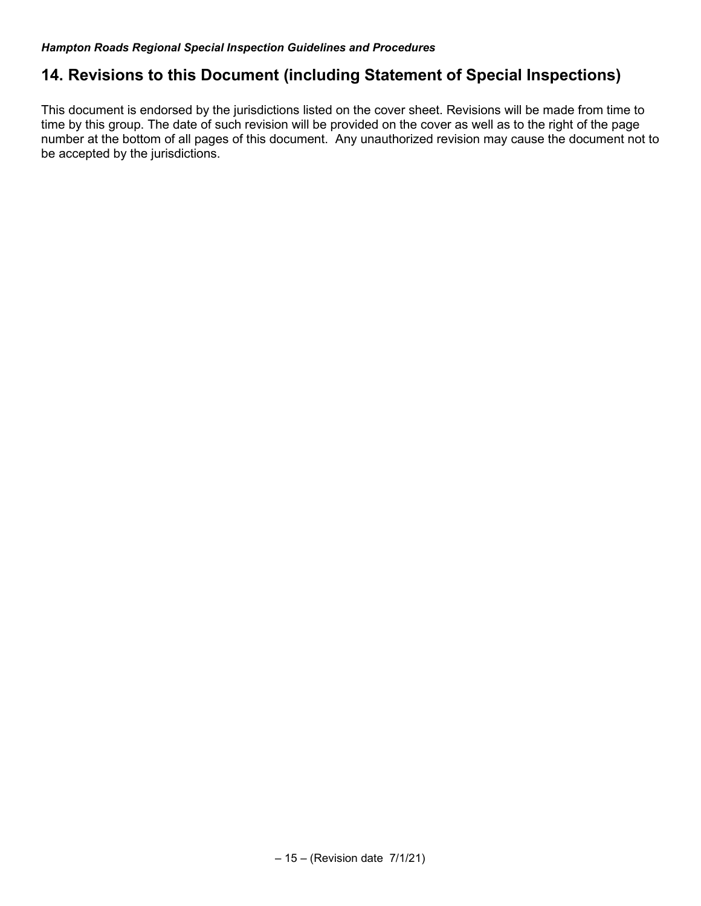## 14. Revisions to this Document (including Statement of Special Inspections)

This document is endorsed by the jurisdictions listed on the cover sheet. Revisions will be made from time to time by this group. The date of such revision will be provided on the cover as well as to the right of the page number at the bottom of all pages of this document. Any unauthorized revision may cause the document not to be accepted by the jurisdictions.